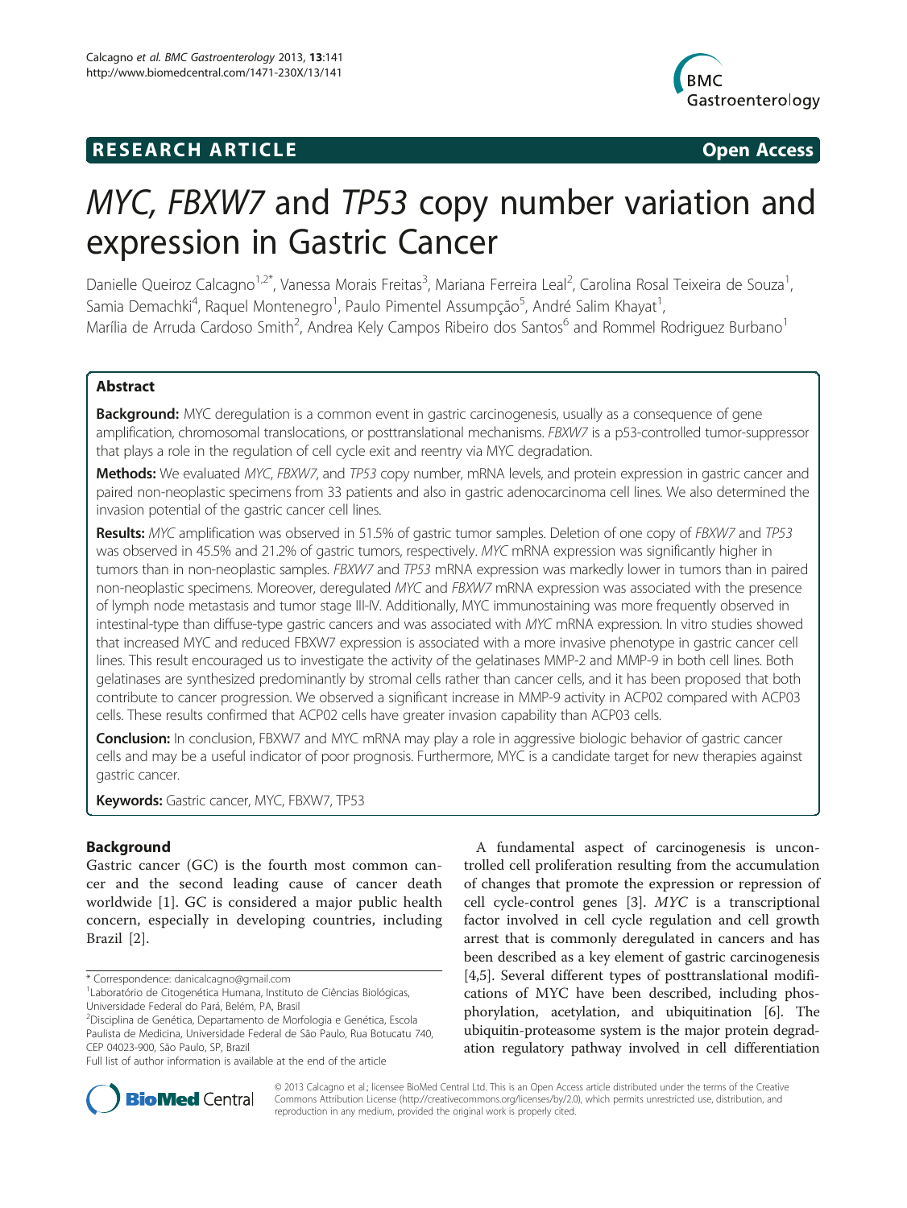RESEARCH ARTICLE

Open Access

# MYC, FBXW7 and TP53 copy number variation and expression in Gastric Cancer

Danielle Queiroz Calcagno[1,2*], Vanessa Morais Freitas[3], Mariana Ferreira Leal[2], Carolina Rosal Teixeira de Souza[1], Samia Demachki[4], Raquel Montenegro[1], Paulo Pimentel Assumpção[5], André Salim Khayat[1], Marília de Arruda Cardoso Smith[2], Andrea Kely Campos Ribeiro dos Santos[6] and Rommel Rodriguez Burbano[1]

## Abstract

**Background:** MYC deregulation is a common event in gastric carcinogenesis, usually as a consequence of gene amplification, chromosomal translocations, or posttranslational mechanisms. *FBXW7* is a p53-controlled tumor-suppressor that plays a role in the regulation of cell cycle exit and reentry via MYC degradation.

**Methods:** We evaluated *MYC*, *FBXW7*, and *TP53* copy number, mRNA levels, and protein expression in gastric cancer and paired non-neoplastic specimens from 33 patients and also in gastric adenocarcinoma cell lines. We also determined the invasion potential of the gastric cancer cell lines.

**Results:** *MYC* amplification was observed in 51.5% of gastric tumor samples. Deletion of one copy of *FBXW7* and *TP53* was observed in 45.5% and 21.2% of gastric tumors, respectively. *MYC* mRNA expression was significantly higher in tumors than in non-neoplastic samples. *FBXW7* and *TP53* mRNA expression was markedly lower in tumors than in paired non-neoplastic specimens. Moreover, deregulated *MYC* and *FBXW7* mRNA expression was associated with the presence of lymph node metastasis and tumor stage III-IV. Additionally, MYC immunostaining was more frequently observed in intestinal-type than diffuse-type gastric cancers and was associated with *MYC* mRNA expression. In vitro studies showed that increased MYC and reduced FBXW7 expression is associated with a more invasive phenotype in gastric cancer cell lines. This result encouraged us to investigate the activity of the gelatinases MMP-2 and MMP-9 in both cell lines. Both gelatinases are synthesized predominantly by stromal cells rather than cancer cells, and it has been proposed that both contribute to cancer progression. We observed a significant increase in MMP-9 activity in ACP02 compared with ACP03 cells. These results confirmed that ACP02 cells have greater invasion capability than ACP03 cells.

**Conclusion:** In conclusion, FBXW7 and MYC mRNA may play a role in aggressive biologic behavior of gastric cancer cells and may be a useful indicator of poor prognosis. Furthermore, MYC is a candidate target for new therapies against gastric cancer.

**Keywords:** Gastric cancer, MYC, FBXW7, TP53

## Background

Gastric cancer (GC) is the fourth most common cancer and the second leading cause of cancer death worldwide [1]. GC is considered a major public health concern, especially in developing countries, including Brazil [2].

A fundamental aspect of carcinogenesis is uncontrolled cell proliferation resulting from the accumulation of changes that promote the expression or repression of cell cycle-control genes [3]. *MYC* is a transcriptional factor involved in cell cycle regulation and cell growth arrest that is commonly deregulated in cancers and has been described as a key element of gastric carcinogenesis [4,5]. Several different types of posttranslational modifications of MYC have been described, including phosphorylation, acetylation, and ubiquitination [6]. The ubiquitin-proteasome system is the major protein degradation regulatory pathway involved in cell differentiation

\* Correspondence: danicalcagno@gmail.com
[1]Laboratório de Citogenética Humana, Instituto de Ciências Biológicas, Universidade Federal do Pará, Belém, PA, Brasil
[2]Disciplina de Genética, Departamento de Morfologia e Genética, Escola Paulista de Medicina, Universidade Federal de São Paulo, Rua Botucatu 740, CEP 04023-900, São Paulo, SP, Brazil
Full list of author information is available at the end of the article

© 2013 Calcagno et al.; licensee BioMed Central Ltd. This is an Open Access article distributed under the terms of the Creative Commons Attribution License (http://creativecommons.org/licenses/by/2.0), which permits unrestricted use, distribution, and reproduction in any medium, provided the original work is properly cited.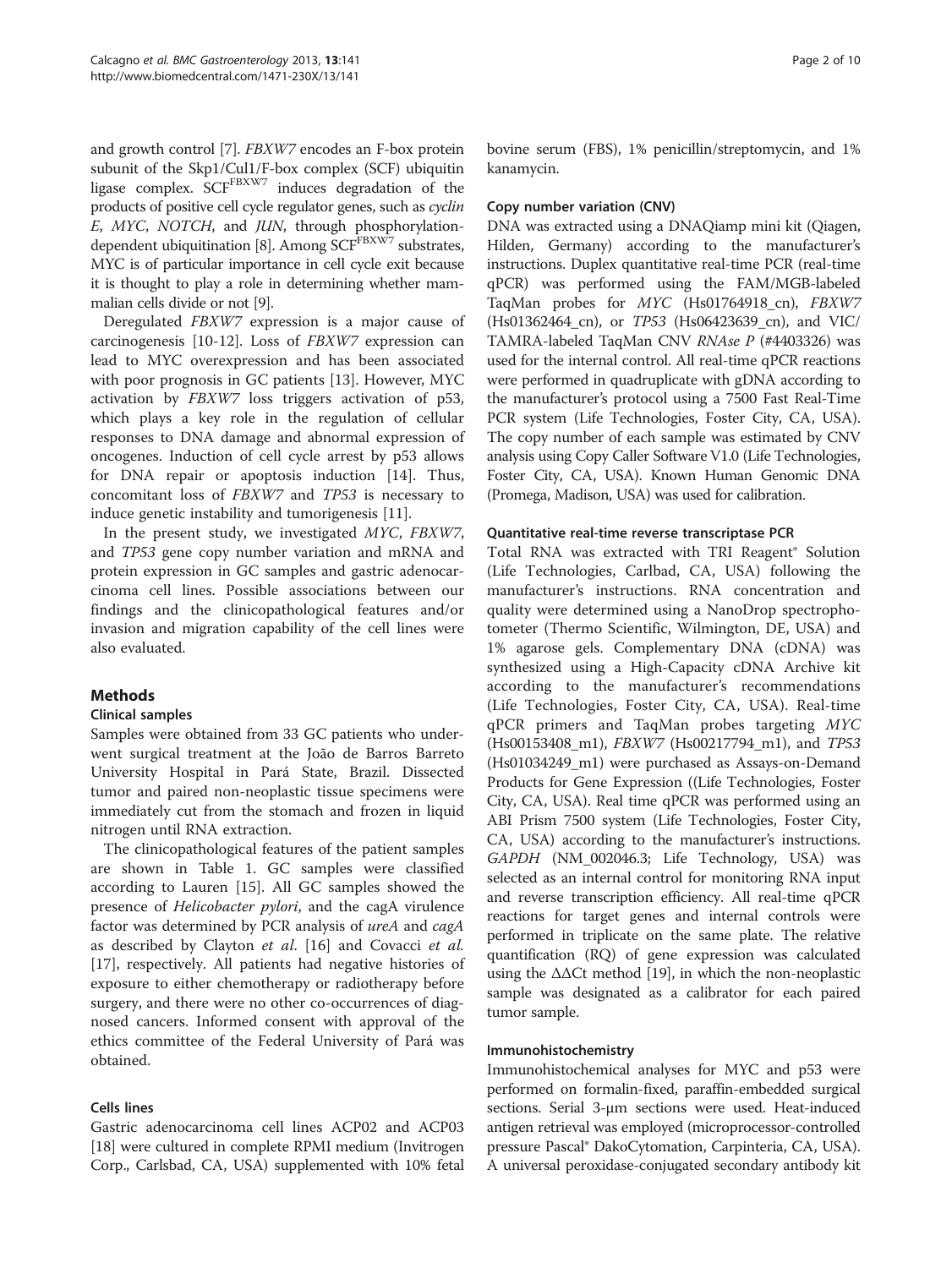and growth control [7]. *FBXW7* encodes an F-box protein subunit of the Skp1/Cul1/F-box complex (SCF) ubiquitin ligase complex. $SCF^{FBXW7}$ induces degradation of the products of positive cell cycle regulator genes, such as *cyclin E*, *MYC*, *NOTCH*, and *JUN*, through phosphorylation-dependent ubiquitination [8]. Among $SCF^{FBXW7}$ substrates, MYC is of particular importance in cell cycle exit because it is thought to play a role in determining whether mammalian cells divide or not [9].

Deregulated *FBXW7* expression is a major cause of carcinogenesis [10-12]. Loss of *FBXW7* expression can lead to MYC overexpression and has been associated with poor prognosis in GC patients [13]. However, MYC activation by *FBXW7* loss triggers activation of p53, which plays a key role in the regulation of cellular responses to DNA damage and abnormal expression of oncogenes. Induction of cell cycle arrest by p53 allows for DNA repair or apoptosis induction [14]. Thus, concomitant loss of *FBXW7* and *TP53* is necessary to induce genetic instability and tumorigenesis [11].

In the present study, we investigated *MYC*, *FBXW7*, and *TP53* gene copy number variation and mRNA and protein expression in GC samples and gastric adenocarcinoma cell lines. Possible associations between our findings and the clinicopathological features and/or invasion and migration capability of the cell lines were also evaluated.

## Methods

### Clinical samples

Samples were obtained from 33 GC patients who underwent surgical treatment at the João de Barros Barreto University Hospital in Pará State, Brazil. Dissected tumor and paired non-neoplastic tissue specimens were immediately cut from the stomach and frozen in liquid nitrogen until RNA extraction.

The clinicopathological features of the patient samples are shown in Table 1. GC samples were classified according to Lauren [15]. All GC samples showed the presence of *Helicobacter pylori*, and the cagA virulence factor was determined by PCR analysis of *ureA* and *cagA* as described by Clayton *et al.* [16] and Covacci *et al.* [17], respectively. All patients had negative histories of exposure to either chemotherapy or radiotherapy before surgery, and there were no other co-occurrences of diagnosed cancers. Informed consent with approval of the ethics committee of the Federal University of Pará was obtained.

### Cells lines

Gastric adenocarcinoma cell lines ACP02 and ACP03 [18] were cultured in complete RPMI medium (Invitrogen Corp., Carlsbad, CA, USA) supplemented with 10% fetal bovine serum (FBS), 1% penicillin/streptomycin, and 1% kanamycin.

### Copy number variation (CNV)

DNA was extracted using a DNAQiamp mini kit (Qiagen, Hilden, Germany) according to the manufacturer's instructions. Duplex quantitative real-time PCR (real-time qPCR) was performed using the FAM/MGB-labeled TaqMan probes for *MYC* (Hs01764918_cn), *FBXW7* (Hs01362464_cn), or *TP53* (Hs06423639_cn), and VIC/TAMRA-labeled TaqMan CNV *RNAse P* (#4403326) was used for the internal control. All real-time qPCR reactions were performed in quadruplicate with gDNA according to the manufacturer's protocol using a 7500 Fast Real-Time PCR system (Life Technologies, Foster City, CA, USA). The copy number of each sample was estimated by CNV analysis using Copy Caller Software V1.0 (Life Technologies, Foster City, CA, USA). Known Human Genomic DNA (Promega, Madison, USA) was used for calibration.

### Quantitative real-time reverse transcriptase PCR

Total RNA was extracted with TRI Reagent® Solution (Life Technologies, Carlbad, CA, USA) following the manufacturer's instructions. RNA concentration and quality were determined using a NanoDrop spectrophotometer (Thermo Scientific, Wilmington, DE, USA) and 1% agarose gels. Complementary DNA (cDNA) was synthesized using a High-Capacity cDNA Archive kit according to the manufacturer's recommendations (Life Technologies, Foster City, CA, USA). Real-time qPCR primers and TaqMan probes targeting *MYC* (Hs00153408_m1), *FBXW7* (Hs00217794_m1), and *TP53* (Hs01034249_m1) were purchased as Assays-on-Demand Products for Gene Expression ((Life Technologies, Foster City, CA, USA). Real time qPCR was performed using an ABI Prism 7500 system (Life Technologies, Foster City, CA, USA) according to the manufacturer's instructions. *GAPDH* (NM_002046.3; Life Technology, USA) was selected as an internal control for monitoring RNA input and reverse transcription efficiency. All real-time qPCR reactions for target genes and internal controls were performed in triplicate on the same plate. The relative quantification (RQ) of gene expression was calculated using the $\Delta\Delta Ct$ method [19], in which the non-neoplastic sample was designated as a calibrator for each paired tumor sample.

### Immunohistochemistry

Immunohistochemical analyses for MYC and p53 were performed on formalin-fixed, paraffin-embedded surgical sections. Serial 3-μm sections were used. Heat-induced antigen retrieval was employed (microprocessor-controlled pressure Pascal® DakoCytomation, Carpinteria, CA, USA). A universal peroxidase-conjugated secondary antibody kit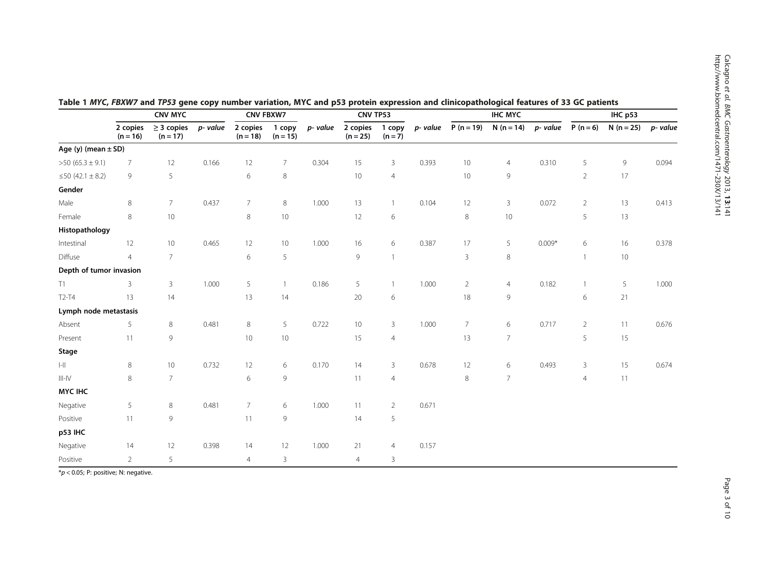**Table 1 *MYC*, *FBXW7* and *TP53* gene copy number variation, MYC and p53 protein expression and clinicopathological features of 33 GC patients**

| | CNV MYC | | | CNV FBXW7 | | | CNV TP53 | | | IHC MYC | | | IHC p53 | | |
|---|---|---|---|---|---|---|---|---|---|---|---|---|---|---|---|
| | 2 copies (n = 16) | ≥ 3 copies (n = 17) | *p- value* | 2 copies (n = 18) | 1 copy (n = 15) | *p- value* | 2 copies (n = 25) | 1 copy (n = 7) | *p- value* | P (n = 19) | N (n = 14) | *p- value* | P (n = 6) | N (n = 25) | *p- value* |
| **Age (y) (mean ± SD)** | | | | | | | | | | | | | | | |
| >50 (65.3 ± 9.1) | 7 | 12 | 0.166 | 12 | 7 | 0.304 | 15 | 3 | 0.393 | 10 | 4 | 0.310 | 5 | 9 | 0.094 |
| ≤50 (42.1 ± 8.2) | 9 | 5 | | 6 | 8 | | 10 | 4 | | 10 | 9 | | 2 | 17 | |
| **Gender** | | | | | | | | | | | | | | | |
| Male | 8 | 7 | 0.437 | 7 | 8 | 1.000 | 13 | 1 | 0.104 | 12 | 3 | 0.072 | 2 | 13 | 0.413 |
| Female | 8 | 10 | | 8 | 10 | | 12 | 6 | | 8 | 10 | | 5 | 13 | |
| **Histopathology** | | | | | | | | | | | | | | | |
| Intestinal | 12 | 10 | 0.465 | 12 | 10 | 1.000 | 16 | 6 | 0.387 | 17 | 5 | 0.009* | 6 | 16 | 0.378 |
| Diffuse | 4 | 7 | | 6 | 5 | | 9 | 1 | | 3 | 8 | | 1 | 10 | |
| **Depth of tumor invasion** | | | | | | | | | | | | | | | |
| T1 | 3 | 3 | 1.000 | 5 | 1 | 0.186 | 5 | 1 | 1.000 | 2 | 4 | 0.182 | 1 | 5 | 1.000 |
| T2-T4 | 13 | 14 | | 13 | 14 | | 20 | 6 | | 18 | 9 | | 6 | 21 | |
| **Lymph node metastasis** | | | | | | | | | | | | | | | |
| Absent | 5 | 8 | 0.481 | 8 | 5 | 0.722 | 10 | 3 | 1.000 | 7 | 6 | 0.717 | 2 | 11 | 0.676 |
| Present | 11 | 9 | | 10 | 10 | | 15 | 4 | | 13 | 7 | | 5 | 15 | |
| **Stage** | | | | | | | | | | | | | | | |
| I-II | 8 | 10 | 0.732 | 12 | 6 | 0.170 | 14 | 3 | 0.678 | 12 | 6 | 0.493 | 3 | 15 | 0.674 |
| III-IV | 8 | 7 | | 6 | 9 | | 11 | 4 | | 8 | 7 | | 4 | 11 | |
| **MYC IHC** | | | | | | | | | | | | | | | |
| Negative | 5 | 8 | 0.481 | 7 | 6 | 1.000 | 11 | 2 | 0.671 | | | | | | |
| Positive | 11 | 9 | | 11 | 9 | | 14 | 5 | | | | | | | |
| **p53 IHC** | | | | | | | | | | | | | | | |
| Negative | 14 | 12 | 0.398 | 14 | 12 | 1.000 | 21 | 4 | 0.157 | | | | | | |
| Positive | 2 | 5 | | 4 | 3 | | 4 | 3 | | | | | | | |

*$p < 0.05$; P: positive; N: negative.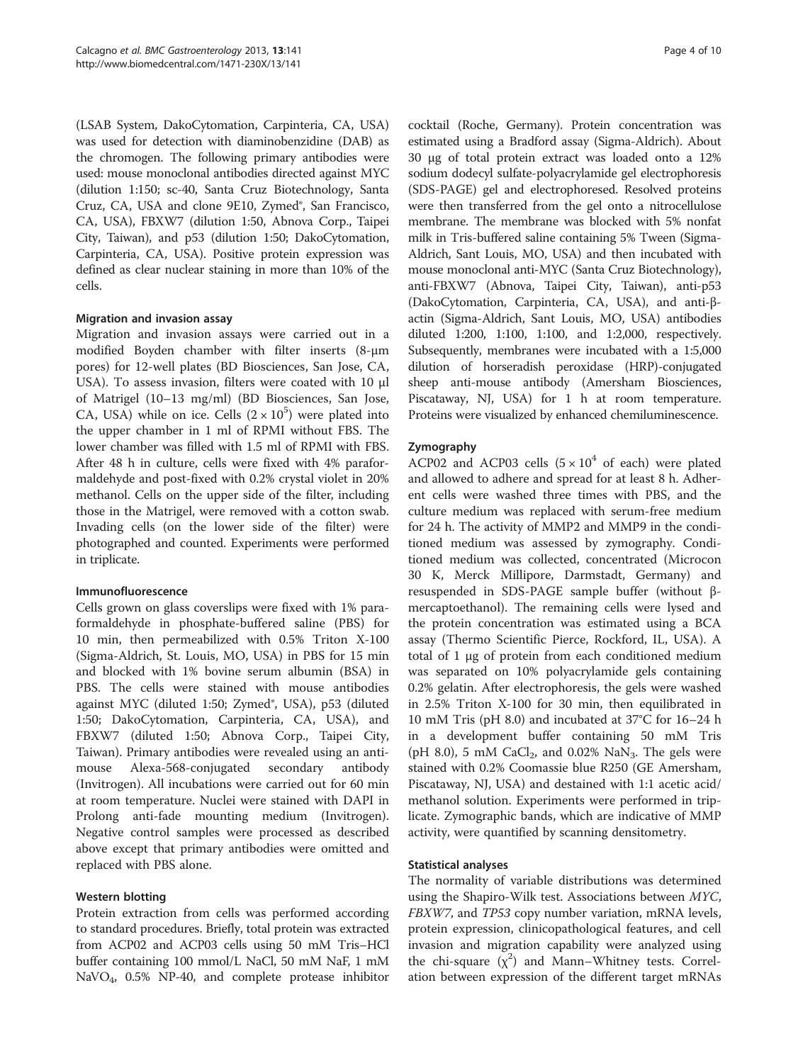(LSAB System, DakoCytomation, Carpinteria, CA, USA) was used for detection with diaminobenzidine (DAB) as the chromogen. The following primary antibodies were used: mouse monoclonal antibodies directed against MYC (dilution 1:150; sc-40, Santa Cruz Biotechnology, Santa Cruz, CA, USA and clone 9E10, Zymed®, San Francisco, CA, USA), FBXW7 (dilution 1:50, Abnova Corp., Taipei City, Taiwan), and p53 (dilution 1:50; DakoCytomation, Carpinteria, CA, USA). Positive protein expression was defined as clear nuclear staining in more than 10% of the cells.

### Migration and invasion assay

Migration and invasion assays were carried out in a modified Boyden chamber with filter inserts (8-μm pores) for 12-well plates (BD Biosciences, San Jose, CA, USA). To assess invasion, filters were coated with 10 μl of Matrigel (10–13 mg/ml) (BD Biosciences, San Jose, CA, USA) while on ice. Cells ($2 \times 10^5$) were plated into the upper chamber in 1 ml of RPMI without FBS. The lower chamber was filled with 1.5 ml of RPMI with FBS. After 48 h in culture, cells were fixed with 4% paraformaldehyde and post-fixed with 0.2% crystal violet in 20% methanol. Cells on the upper side of the filter, including those in the Matrigel, were removed with a cotton swab. Invading cells (on the lower side of the filter) were photographed and counted. Experiments were performed in triplicate.

### Immunofluorescence

Cells grown on glass coverslips were fixed with 1% paraformaldehyde in phosphate-buffered saline (PBS) for 10 min, then permeabilized with 0.5% Triton X-100 (Sigma-Aldrich, St. Louis, MO, USA) in PBS for 15 min and blocked with 1% bovine serum albumin (BSA) in PBS. The cells were stained with mouse antibodies against MYC (diluted 1:50; Zymed®, USA), p53 (diluted 1:50; DakoCytomation, Carpinteria, CA, USA), and FBXW7 (diluted 1:50; Abnova Corp., Taipei City, Taiwan). Primary antibodies were revealed using an anti-mouse Alexa-568-conjugated secondary antibody (Invitrogen). All incubations were carried out for 60 min at room temperature. Nuclei were stained with DAPI in Prolong anti-fade mounting medium (Invitrogen). Negative control samples were processed as described above except that primary antibodies were omitted and replaced with PBS alone.

### Western blotting

Protein extraction from cells was performed according to standard procedures. Briefly, total protein was extracted from ACP02 and ACP03 cells using 50 mM Tris–HCl buffer containing 100 mmol/L NaCl, 50 mM NaF, 1 mM $NaVO_4$, 0.5% NP-40, and complete protease inhibitor cocktail (Roche, Germany). Protein concentration was estimated using a Bradford assay (Sigma-Aldrich). About 30 μg of total protein extract was loaded onto a 12% sodium dodecyl sulfate-polyacrylamide gel electrophoresis (SDS-PAGE) gel and electrophoresed. Resolved proteins were then transferred from the gel onto a nitrocellulose membrane. The membrane was blocked with 5% nonfat milk in Tris-buffered saline containing 5% Tween (Sigma-Aldrich, Sant Louis, MO, USA) and then incubated with mouse monoclonal anti-MYC (Santa Cruz Biotechnology), anti-FBXW7 (Abnova, Taipei City, Taiwan), anti-p53 (DakoCytomation, Carpinteria, CA, USA), and anti-β-actin (Sigma-Aldrich, Sant Louis, MO, USA) antibodies diluted 1:200, 1:100, 1:100, and 1:2,000, respectively. Subsequently, membranes were incubated with a 1:5,000 dilution of horseradish peroxidase (HRP)-conjugated sheep anti-mouse antibody (Amersham Biosciences, Piscataway, NJ, USA) for 1 h at room temperature. Proteins were visualized by enhanced chemiluminescence.

### Zymography

ACP02 and ACP03 cells ($5 \times 10^4$ of each) were plated and allowed to adhere and spread for at least 8 h. Adherent cells were washed three times with PBS, and the culture medium was replaced with serum-free medium for 24 h. The activity of MMP2 and MMP9 in the conditioned medium was assessed by zymography. Conditioned medium was collected, concentrated (Microcon 30 K, Merck Millipore, Darmstadt, Germany) and resuspended in SDS-PAGE sample buffer (without β-mercaptoethanol). The remaining cells were lysed and the protein concentration was estimated using a BCA assay (Thermo Scientific Pierce, Rockford, IL, USA). A total of 1 μg of protein from each conditioned medium was separated on 10% polyacrylamide gels containing 0.2% gelatin. After electrophoresis, the gels were washed in 2.5% Triton X-100 for 30 min, then equilibrated in 10 mM Tris (pH 8.0) and incubated at 37°C for 16–24 h in a development buffer containing 50 mM Tris (pH 8.0), 5 mM $CaCl_2$, and 0.02% $NaN_3$. The gels were stained with 0.2% Coomassie blue R250 (GE Amersham, Piscataway, NJ, USA) and destained with 1:1 acetic acid/methanol solution. Experiments were performed in triplicate. Zymographic bands, which are indicative of MMP activity, were quantified by scanning densitometry.

### Statistical analyses

The normality of variable distributions was determined using the Shapiro-Wilk test. Associations between *MYC*, *FBXW7*, and *TP53* copy number variation, mRNA levels, protein expression, clinicopathological features, and cell invasion and migration capability were analyzed using the chi-square ($\chi^2$) and Mann–Whitney tests. Correlation between expression of the different target mRNAs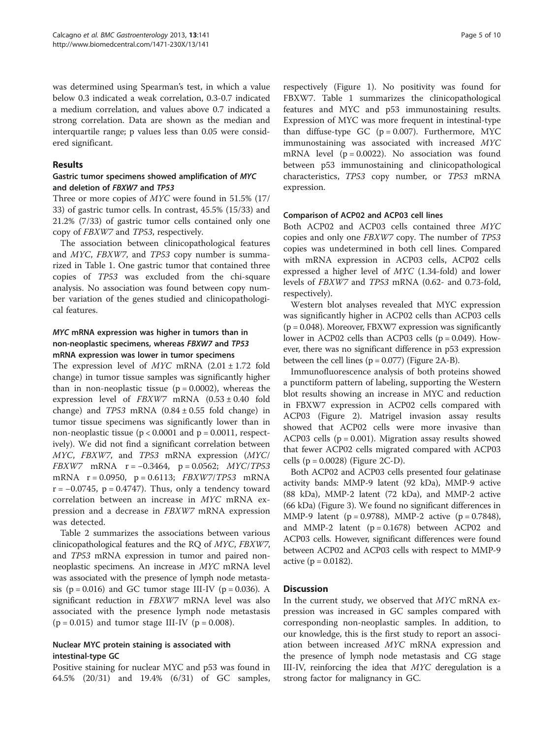was determined using Spearman's test, in which a value below 0.3 indicated a weak correlation, 0.3-0.7 indicated a medium correlation, and values above 0.7 indicated a strong correlation. Data are shown as the median and interquartile range; p values less than 0.05 were considered significant.

## Results

### Gastric tumor specimens showed amplification of *MYC* and deletion of *FBXW7* and *TP53*

Three or more copies of *MYC* were found in 51.5% (17/33) of gastric tumor cells. In contrast, 45.5% (15/33) and 21.2% (7/33) of gastric tumor cells contained only one copy of *FBXW7* and *TP53*, respectively.

The association between clinicopathological features and *MYC*, *FBXW7*, and *TP53* copy number is summarized in Table 1. One gastric tumor that contained three copies of *TP53* was excluded from the chi-square analysis. No association was found between copy number variation of the genes studied and clinicopathological features.

### *MYC* mRNA expression was higher in tumors than in non-neoplastic specimens, whereas *FBXW7* and *TP53* mRNA expression was lower in tumor specimens

The expression level of *MYC* mRNA ($2.01 \pm 1.72$ fold change) in tumor tissue samples was significantly higher than in non-neoplastic tissue ($p = 0.0002$), whereas the expression level of *FBXW7* mRNA ($0.53 \pm 0.40$ fold change) and *TP53* mRNA ($0.84 \pm 0.55$ fold change) in tumor tissue specimens was significantly lower than in non-neoplastic tissue ($p < 0.0001$ and $p = 0.0011$, respectively). We did not find a significant correlation between *MYC*, *FBXW7*, and *TP53* mRNA expression (*MYC*/*FBXW7* mRNA $r = -0.3464$, $p = 0.0562$; *MYC*/*TP53* mRNA $r = 0.0950$, $p = 0.6113$; *FBXW7*/*TP53* mRNA $r = -0.0745$, $p = 0.4747$). Thus, only a tendency toward correlation between an increase in *MYC* mRNA expression and a decrease in *FBXW7* mRNA expression was detected.

Table 2 summarizes the associations between various clinicopathological features and the RQ of *MYC*, *FBXW7*, and *TP53* mRNA expression in tumor and paired non-neoplastic specimens. An increase in *MYC* mRNA level was associated with the presence of lymph node metastasis ($p = 0.016$) and GC tumor stage III-IV ($p = 0.036$). A significant reduction in *FBXW7* mRNA level was also associated with the presence lymph node metastasis ($p = 0.015$) and tumor stage III-IV ($p = 0.008$).

### Nuclear MYC protein staining is associated with intestinal-type GC

Positive staining for nuclear MYC and p53 was found in 64.5% (20/31) and 19.4% (6/31) of GC samples, respectively (Figure 1). No positivity was found for FBXW7. Table 1 summarizes the clinicopathological features and MYC and p53 immunostaining results. Expression of MYC was more frequent in intestinal-type than diffuse-type GC ($p = 0.007$). Furthermore, MYC immunostaining was associated with increased *MYC* mRNA level ($p = 0.0022$). No association was found between p53 immunostaining and clinicopathological characteristics, *TP53* copy number, or *TP53* mRNA expression.

### Comparison of ACP02 and ACP03 cell lines

Both ACP02 and ACP03 cells contained three *MYC* copies and only one *FBXW7* copy. The number of *TP53* copies was undetermined in both cell lines. Compared with mRNA expression in ACP03 cells, ACP02 cells expressed a higher level of *MYC* (1.34-fold) and lower levels of *FBXW7* and *TP53* mRNA (0.62- and 0.73-fold, respectively).

Western blot analyses revealed that MYC expression was significantly higher in ACP02 cells than ACP03 cells ($p = 0.048$). Moreover, FBXW7 expression was significantly lower in ACP02 cells than ACP03 cells ($p = 0.049$). However, there was no significant difference in p53 expression between the cell lines ($p = 0.077$) (Figure 2A-B).

Immunofluorescence analysis of both proteins showed a punctiform pattern of labeling, supporting the Western blot results showing an increase in MYC and reduction in FBXW7 expression in ACP02 cells compared with ACP03 (Figure 2). Matrigel invasion assay results showed that ACP02 cells were more invasive than ACP03 cells ($p = 0.001$). Migration assay results showed that fewer ACP02 cells migrated compared with ACP03 cells ($p = 0.0028$) (Figure 2C-D).

Both ACP02 and ACP03 cells presented four gelatinase activity bands: MMP-9 latent (92 kDa), MMP-9 active (88 kDa), MMP-2 latent (72 kDa), and MMP-2 active (66 kDa) (Figure 3). We found no significant differences in MMP-9 latent ($p = 0.9788$), MMP-2 active ($p = 0.7848$), and MMP-2 latent ($p = 0.1678$) between ACP02 and ACP03 cells. However, significant differences were found between ACP02 and ACP03 cells with respect to MMP-9 active ($p = 0.0182$).

## Discussion

In the current study, we observed that *MYC* mRNA expression was increased in GC samples compared with corresponding non-neoplastic samples. In addition, to our knowledge, this is the first study to report an association between increased *MYC* mRNA expression and the presence of lymph node metastasis and CG stage III-IV, reinforcing the idea that *MYC* deregulation is a strong factor for malignancy in GC.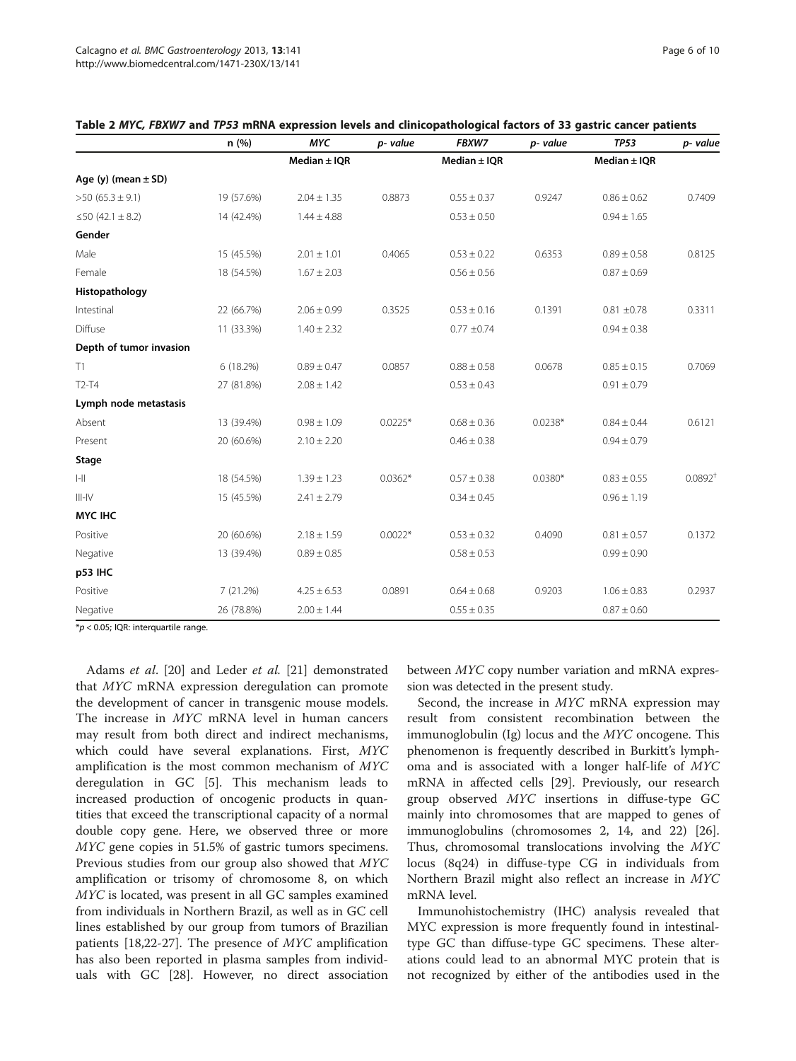**Table 2 *MYC*, *FBXW7* and *TP53* mRNA expression levels and clinicopathological factors of 33 gastric cancer patients**

| | n (%) | *MYC* | p- value | *FBXW7* | p- value | *TP53* | p- value |
|---|---|---|---|---|---|---|---|
| | | Median ± IQR | | Median ± IQR | | Median ± IQR | |
| **Age (y) (mean ± SD)** | | | | | | | |
| >50 (65.3 ± 9.1) | 19 (57.6%) | 2.04 ± 1.35 | 0.8873 | 0.55 ± 0.37 | 0.9247 | 0.86 ± 0.62 | 0.7409 |
| ≤50 (42.1 ± 8.2) | 14 (42.4%) | 1.44 ± 4.88 | | 0.53 ± 0.50 | | 0.94 ± 1.65 | |
| **Gender** | | | | | | | |
| Male | 15 (45.5%) | 2.01 ± 1.01 | 0.4065 | 0.53 ± 0.22 | 0.6353 | 0.89 ± 0.58 | 0.8125 |
| Female | 18 (54.5%) | 1.67 ± 2.03 | | 0.56 ± 0.56 | | 0.87 ± 0.69 | |
| **Histopathology** | | | | | | | |
| Intestinal | 22 (66.7%) | 2.06 ± 0.99 | 0.3525 | 0.53 ± 0.16 | 0.1391 | 0.81 ±0.78 | 0.3311 |
| Diffuse | 11 (33.3%) | 1.40 ± 2.32 | | 0.77 ±0.74 | | 0.94 ± 0.38 | |
| **Depth of tumor invasion** | | | | | | | |
| T1 | 6 (18.2%) | 0.89 ± 0.47 | 0.0857 | 0.88 ± 0.58 | 0.0678 | 0.85 ± 0.15 | 0.7069 |
| T2-T4 | 27 (81.8%) | 2.08 ± 1.42 | | 0.53 ± 0.43 | | 0.91 ± 0.79 | |
| **Lymph node metastasis** | | | | | | | |
| Absent | 13 (39.4%) | 0.98 ± 1.09 | 0.0225* | 0.68 ± 0.36 | 0.0238* | 0.84 ± 0.44 | 0.6121 |
| Present | 20 (60.6%) | 2.10 ± 2.20 | | 0.46 ± 0.38 | | 0.94 ± 0.79 | |
| **Stage** | | | | | | | |
| I-II | 18 (54.5%) | 1.39 ± 1.23 | 0.0362* | 0.57 ± 0.38 | 0.0380* | 0.83 ± 0.55 | 0.0892[†] |
| III-IV | 15 (45.5%) | 2.41 ± 2.79 | | 0.34 ± 0.45 | | 0.96 ± 1.19 | |
| **MYC IHC** | | | | | | | |
| Positive | 20 (60.6%) | 2.18 ± 1.59 | 0.0022* | 0.53 ± 0.32 | 0.4090 | 0.81 ± 0.57 | 0.1372 |
| Negative | 13 (39.4%) | 0.89 ± 0.85 | | 0.58 ± 0.53 | | 0.99 ± 0.90 | |
| **p53 IHC** | | | | | | | |
| Positive | 7 (21.2%) | 4.25 ± 6.53 | 0.0891 | 0.64 ± 0.68 | 0.9203 | 1.06 ± 0.83 | 0.2937 |
| Negative | 26 (78.8%) | 2.00 ± 1.44 | | 0.55 ± 0.35 | | 0.87 ± 0.60 | |

*$p < 0.05$; IQR: interquartile range.

Adams *et al*. [20] and Leder *et al*. [21] demonstrated that *MYC* mRNA expression deregulation can promote the development of cancer in transgenic mouse models. The increase in *MYC* mRNA level in human cancers may result from both direct and indirect mechanisms, which could have several explanations. First, *MYC* amplification is the most common mechanism of *MYC* deregulation in GC [5]. This mechanism leads to increased production of oncogenic products in quantities that exceed the transcriptional capacity of a normal double copy gene. Here, we observed three or more *MYC* gene copies in 51.5% of gastric tumors specimens. Previous studies from our group also showed that *MYC* amplification or trisomy of chromosome 8, on which *MYC* is located, was present in all GC samples examined from individuals in Northern Brazil, as well as in GC cell lines established by our group from tumors of Brazilian patients [18,22-27]. The presence of *MYC* amplification has also been reported in plasma samples from individuals with GC [28]. However, no direct association between *MYC* copy number variation and mRNA expression was detected in the present study.

Second, the increase in *MYC* mRNA expression may result from consistent recombination between the immunoglobulin (Ig) locus and the *MYC* oncogene. This phenomenon is frequently described in Burkitt's lymphoma and is associated with a longer half-life of *MYC* mRNA in affected cells [29]. Previously, our research group observed *MYC* insertions in diffuse-type GC mainly into chromosomes that are mapped to genes of immunoglobulins (chromosomes 2, 14, and 22) [26]. Thus, chromosomal translocations involving the *MYC* locus (8q24) in diffuse-type CG in individuals from Northern Brazil might also reflect an increase in *MYC* mRNA level.

Immunohistochemistry (IHC) analysis revealed that MYC expression is more frequently found in intestinal-type GC than diffuse-type GC specimens. These alterations could lead to an abnormal MYC protein that is not recognized by either of the antibodies used in the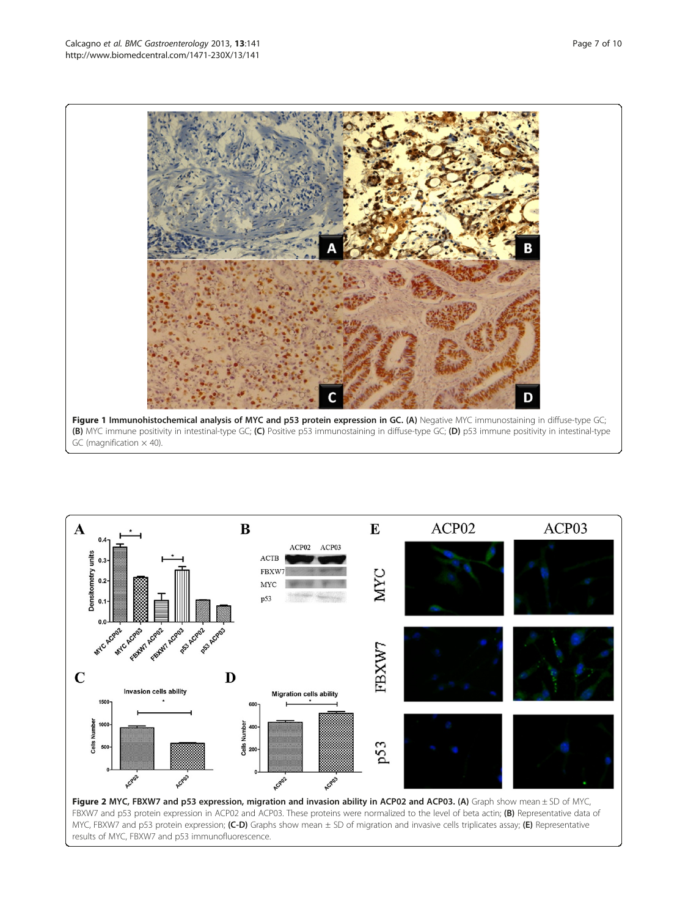**Figure 1 Immunohistochemical analysis of MYC and p53 protein expression in GC.** **(A)** Negative MYC immunostaining in diffuse-type GC; **(B)** MYC immune positivity in intestinal-type GC; **(C)** Positive p53 immunostaining in diffuse-type GC; **(D)** p53 immune positivity in intestinal-type GC (magnification × 40).

**Figure 2 MYC, FBXW7 and p53 expression, migration and invasion ability in ACP02 and ACP03.** **(A)** Graph show mean ± SD of MYC, FBXW7 and p53 protein expression in ACP02 and ACP03. These proteins were normalized to the level of beta actin; **(B)** Representative data of MYC, FBXW7 and p53 protein expression; **(C-D)** Graphs show mean ± SD of migration and invasive cells triplicates assay; **(E)** Representative results of MYC, FBXW7 and p53 immunofluorescence.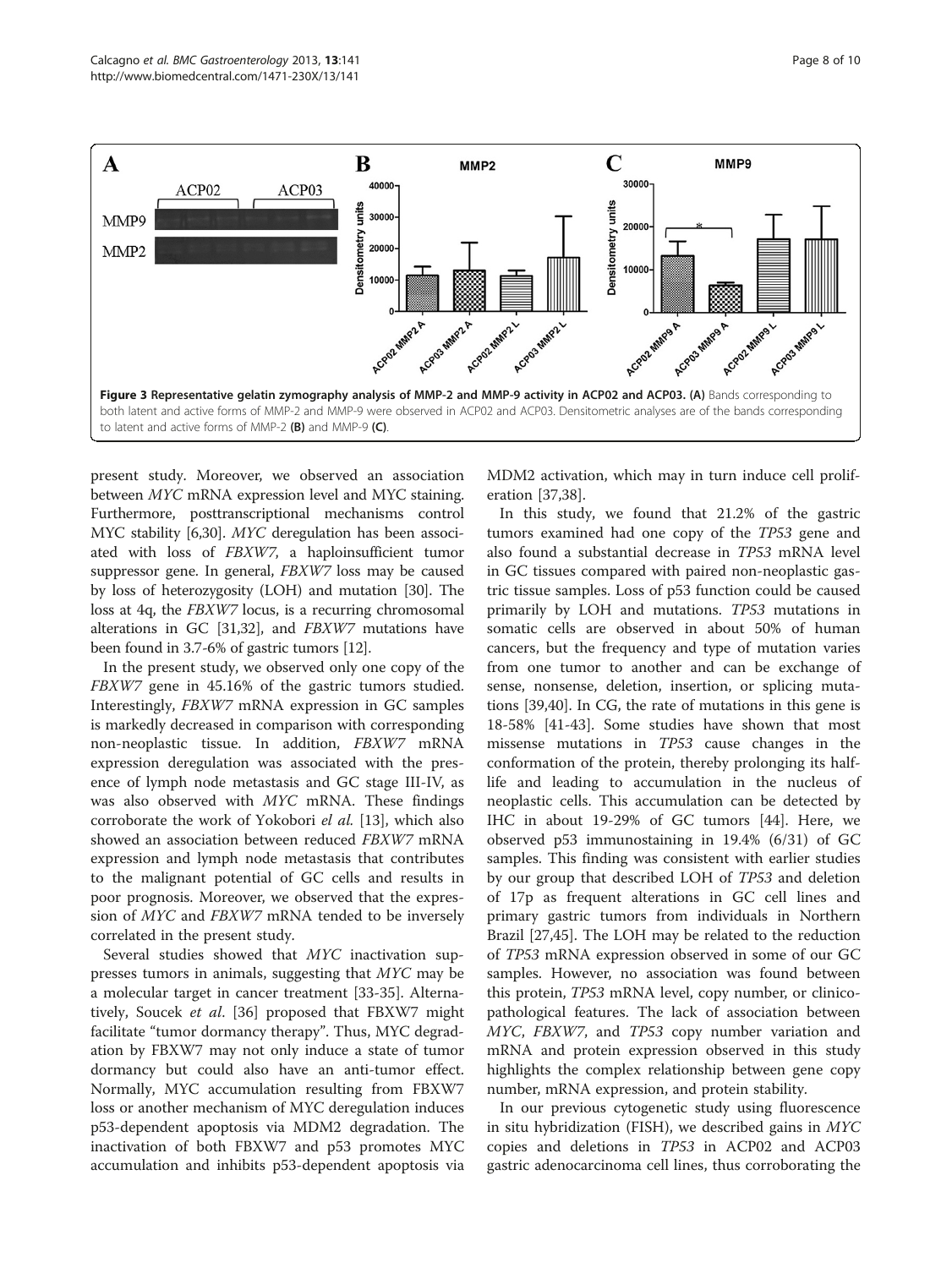**Figure 3 Representative gelatin zymography analysis of MMP-2 and MMP-9 activity in ACP02 and ACP03. (A)** Bands corresponding to both latent and active forms of MMP-2 and MMP-9 were observed in ACP02 and ACP03. Densitometric analyses are of the bands corresponding to latent and active forms of MMP-2 **(B)** and MMP-9 **(C)**.

present study. Moreover, we observed an association between *MYC* mRNA expression level and MYC staining. Furthermore, posttranscriptional mechanisms control MYC stability [6,30]. *MYC* deregulation has been associated with loss of *FBXW7*, a haploinsufficient tumor suppressor gene. In general, *FBXW7* loss may be caused by loss of heterozygosity (LOH) and mutation [30]. The loss at 4q, the *FBXW7* locus, is a recurring chromosomal alterations in GC [31,32], and *FBXW7* mutations have been found in 3.7-6% of gastric tumors [12].

In the present study, we observed only one copy of the *FBXW7* gene in 45.16% of the gastric tumors studied. Interestingly, *FBXW7* mRNA expression in GC samples is markedly decreased in comparison with corresponding non-neoplastic tissue. In addition, *FBXW7* mRNA expression deregulation was associated with the presence of lymph node metastasis and GC stage III-IV, as was also observed with *MYC* mRNA. These findings corroborate the work of Yokobori *el al.* [13], which also showed an association between reduced *FBXW7* mRNA expression and lymph node metastasis that contributes to the malignant potential of GC cells and results in poor prognosis. Moreover, we observed that the expression of *MYC* and *FBXW7* mRNA tended to be inversely correlated in the present study.

Several studies showed that *MYC* inactivation suppresses tumors in animals, suggesting that *MYC* may be a molecular target in cancer treatment [33-35]. Alternatively, Soucek *et al*. [36] proposed that FBXW7 might facilitate "tumor dormancy therapy". Thus, MYC degradation by FBXW7 may not only induce a state of tumor dormancy but could also have an anti-tumor effect. Normally, MYC accumulation resulting from FBXW7 loss or another mechanism of MYC deregulation induces p53-dependent apoptosis via MDM2 degradation. The inactivation of both FBXW7 and p53 promotes MYC accumulation and inhibits p53-dependent apoptosis via MDM2 activation, which may in turn induce cell proliferation [37,38].

In this study, we found that 21.2% of the gastric tumors examined had one copy of the *TP53* gene and also found a substantial decrease in *TP53* mRNA level in GC tissues compared with paired non-neoplastic gastric tissue samples. Loss of p53 function could be caused primarily by LOH and mutations. *TP53* mutations in somatic cells are observed in about 50% of human cancers, but the frequency and type of mutation varies from one tumor to another and can be exchange of sense, nonsense, deletion, insertion, or splicing mutations [39,40]. In CG, the rate of mutations in this gene is 18-58% [41-43]. Some studies have shown that most missense mutations in *TP53* cause changes in the conformation of the protein, thereby prolonging its half-life and leading to accumulation in the nucleus of neoplastic cells. This accumulation can be detected by IHC in about 19-29% of GC tumors [44]. Here, we observed p53 immunostaining in 19.4% (6/31) of GC samples. This finding was consistent with earlier studies by our group that described LOH of *TP53* and deletion of 17p as frequent alterations in GC cell lines and primary gastric tumors from individuals in Northern Brazil [27,45]. The LOH may be related to the reduction of *TP53* mRNA expression observed in some of our GC samples. However, no association was found between this protein, *TP53* mRNA level, copy number, or clinicopathological features. The lack of association between *MYC*, *FBXW7*, and *TP53* copy number variation and mRNA and protein expression observed in this study highlights the complex relationship between gene copy number, mRNA expression, and protein stability.

In our previous cytogenetic study using fluorescence in situ hybridization (FISH), we described gains in *MYC* copies and deletions in *TP53* in ACP02 and ACP03 gastric adenocarcinoma cell lines, thus corroborating the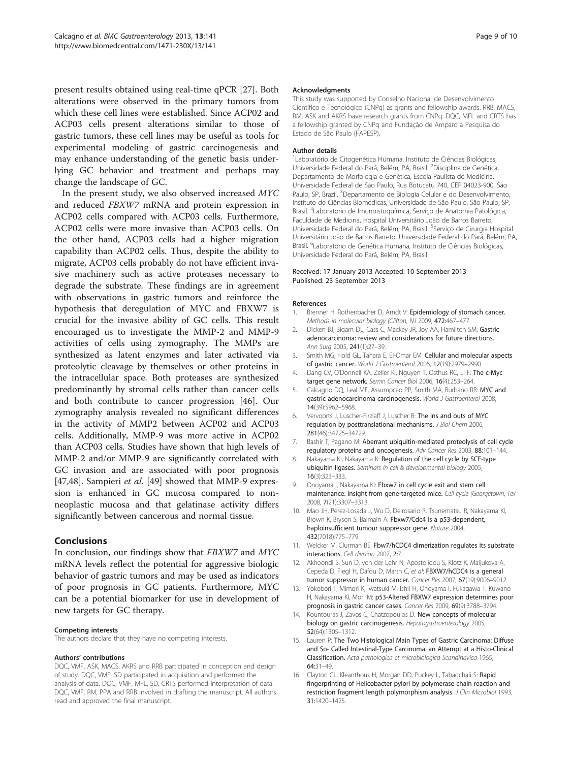present results obtained using real-time qPCR [27]. Both alterations were observed in the primary tumors from which these cell lines were established. Since ACP02 and ACP03 cells present alterations similar to those of gastric tumors, these cell lines may be useful as tools for experimental modeling of gastric carcinogenesis and may enhance understanding of the genetic basis underlying GC behavior and treatment and perhaps may change the landscape of GC.

In the present study, we also observed increased *MYC* and reduced *FBXW7* mRNA and protein expression in ACP02 cells compared with ACP03 cells. Furthermore, ACP02 cells were more invasive than ACP03 cells. On the other hand, ACP03 cells had a higher migration capability than ACP02 cells. Thus, despite the ability to migrate, ACP03 cells probably do not have efficient invasive machinery such as active proteases necessary to degrade the substrate. These findings are in agreement with observations in gastric tumors and reinforce the hypothesis that deregulation of MYC and FBXW7 is crucial for the invasive ability of GC cells. This result encouraged us to investigate the MMP-2 and MMP-9 activities of cells using zymography. The MMPs are synthesized as latent enzymes and later activated via proteolytic cleavage by themselves or other proteins in the intracellular space. Both proteases are synthesized predominantly by stromal cells rather than cancer cells and both contribute to cancer progression [46]. Our zymography analysis revealed no significant differences in the activity of MMP2 between ACP02 and ACP03 cells. Additionally, MMP-9 was more active in ACP02 than ACP03 cells. Studies have shown that high levels of MMP-2 and/or MMP-9 are significantly correlated with GC invasion and are associated with poor prognosis [47,48]. Sampieri *et al.* [49] showed that MMP-9 expression is enhanced in GC mucosa compared to non-neoplastic mucosa and that gelatinase activity differs significantly between cancerous and normal tissue.

## Conclusions

In conclusion, our findings show that *FBXW7* and *MYC* mRNA levels reflect the potential for aggressive biologic behavior of gastric tumors and may be used as indicators of poor prognosis in GC patients. Furthermore, MYC can be a potential biomarker for use in development of new targets for GC therapy.

#### Competing interests

The authors declare that they have no competing interests.

#### Authors' contributions

DQC, VMF, ASK, MACS, AKRS and RRB participated in conception and design of study. DQC, VMF, SD participated in acquisition and performed the analysis of data. DQC, VMF, MFL, SD, CRTS performed interpretation of data. DQC, VMF, RM, PPA and RRB involved in drafting the manuscript. All authors read and approved the final manuscript.

#### Acknowledgments

This study was supported by Conselho Nacional de Desenvolvimento Científico e Tecnológico (CNPq) as grants and fellowship awards. RRB, MACS, RM, ASK and AKRS have research grants from CNPq. DQC, MFL and CRTS has a fellowship granted by CNPq and Fundação de Amparo a Pesquisa do Estado de São Paulo (FAPESP).

#### Author details

[1]Laboratório de Citogenética Humana, Instituto de Ciências Biológicas, Universidade Federal do Pará, Belém, PA, Brasil. [2]Disciplina de Genética, Departamento de Morfologia e Genética, Escola Paulista de Medicina, Universidade Federal de São Paulo, Rua Botucatu 740, CEP 04023-900, São Paulo, SP, Brazil. [3]Departamento de Biologia Celular e do Desenvolvimento, Instituto de Ciências Biomédicas, Universidade de São Paulo, São Paulo, SP, Brasil. [4]Laboratorio de Imunoistoquímica, Serviço de Anatomia Patológica, Faculdade de Medicina, Hospital Universitário João de Barros Barreto, Universidade Federal do Pará, Belém, PA, Brasil. [5]Serviço de Cirurgia Hospital Universitário João de Barros Barreto, Universidade Federal do Pará, Belém, PA, Brasil. [6]Laboratório de Genética Humana, Instituto de Ciências Biológicas, Universidade Federal do Pará, Belém, PA, Brasil.

Received: 17 January 2013 Accepted: 10 September 2013
Published: 23 September 2013

#### References

1. Brenner H, Rothenbacher D, Arndt V: **Epidemiology of stomach cancer.** *Methods in molecular biology (Clifton, NJ* 2009, **472:**467–477.
2. Dicken BJ, Bigam DL, Cass C, Mackey JR, Joy AA, Hamilton SM: **Gastric adenocarcinoma: review and considerations for future directions.** *Ann Surg* 2005, **241**(1):27–39.
3. Smith MG, Hold GL, Tahara E, El-Omar EM: **Cellular and molecular aspects of gastric cancer.** *World J Gastroenterol* 2006, **12**(19):2979–2990.
4. Dang CV, O'Donnell KA, Zeller KI, Nguyen T, Osthus RC, Li F: **The c-Myc target gene network.** *Semin Cancer Biol* 2006, **16**(4):253–264.
5. Calcagno DQ, Leal MF, Assumpcao PP, Smith MA, Burbano RR: **MYC and gastric adenocarcinoma carcinogenesis.** *World J Gastroenterol* 2008, **14**(39):5962–5968.
6. Vervoorts J, Luscher-Firzlaff J, Luscher B: **The ins and outs of MYC regulation by posttranslational mechanisms.** *J Biol Chem* 2006, **281**(46):34725–34729.
7. Bashir T, Pagano M: **Aberrant ubiquitin-mediated proteolysis of cell cycle regulatory proteins and oncogenesis.** *Adv Cancer Res* 2003, **88:**101–144.
8. Nakayama KI, Nakayama K: **Regulation of the cell cycle by SCF-type ubiquitin ligases.** *Seminars in cell & developmental biology* 2005, **16**(3):323–333.
9. Onoyama I, Nakayama KI: **Fbxw7 in cell cycle exit and stem cell maintenance: insight from gene-targeted mice.** *Cell cycle (Georgetown, Tex* 2008, **7**(21):3307–3313.
10. Mao JH, Perez-Losada J, Wu D, Delrosario R, Tsunematsu R, Nakayama KI, Brown K, Bryson S, Balmain A: **Fbxw7/Cdc4 is a p53-dependent, haploinsufficient tumour suppressor gene.** *Nature* 2004, **432**(7018):775–779.
11. Welcker M, Clurman BE: **Fbw7/hCDC4 dimerization regulates its substrate interactions.** *Cell division* 2007, **2:**7.
12. Akhoondi S, Sun D, von der Lehr N, Apostolidou S, Klotz K, Maljukova A, Cepeda D, Fiegl H, Dafou D, Marth C, *et al*: **FBXW7/hCDC4 is a general tumor suppressor in human cancer.** *Cancer Res* 2007, **67**(19):9006–9012.
13. Yokobori T, Mimori K, Iwatsuki M, Ishii H, Onoyama I, Fukagawa T, Kuwano H, Nakayama KI, Mori M: **p53-Altered FBXW7 expression determines poor prognosis in gastric cancer cases.** *Cancer Res* 2009, **69**(9):3788–3794.
14. Kountouras J, Zavos C, Chatzopoulos D: **New concepts of molecular biology on gastric carcinogenesis.** *Hepatogastroenterology* 2005, **52**(64):1305–1312.
15. Lauren P: **The Two Histological Main Types of Gastric Carcinoma: Diffuse and So- Called Intestinal-Type Carcinoma. an Attempt at a Histo-Clinical Classification.** *Acta pathologica et microbiologica Scandinavica* 1965, **64:**31–49.
16. Clayton CL, Kleanthous H, Morgan DD, Puckey L, Tabaqchali S: **Rapid fingerprinting of Helicobacter pylori by polymerase chain reaction and restriction fragment length polymorphism analysis.** *J Clin Microbiol* 1993, **31:**1420–1425.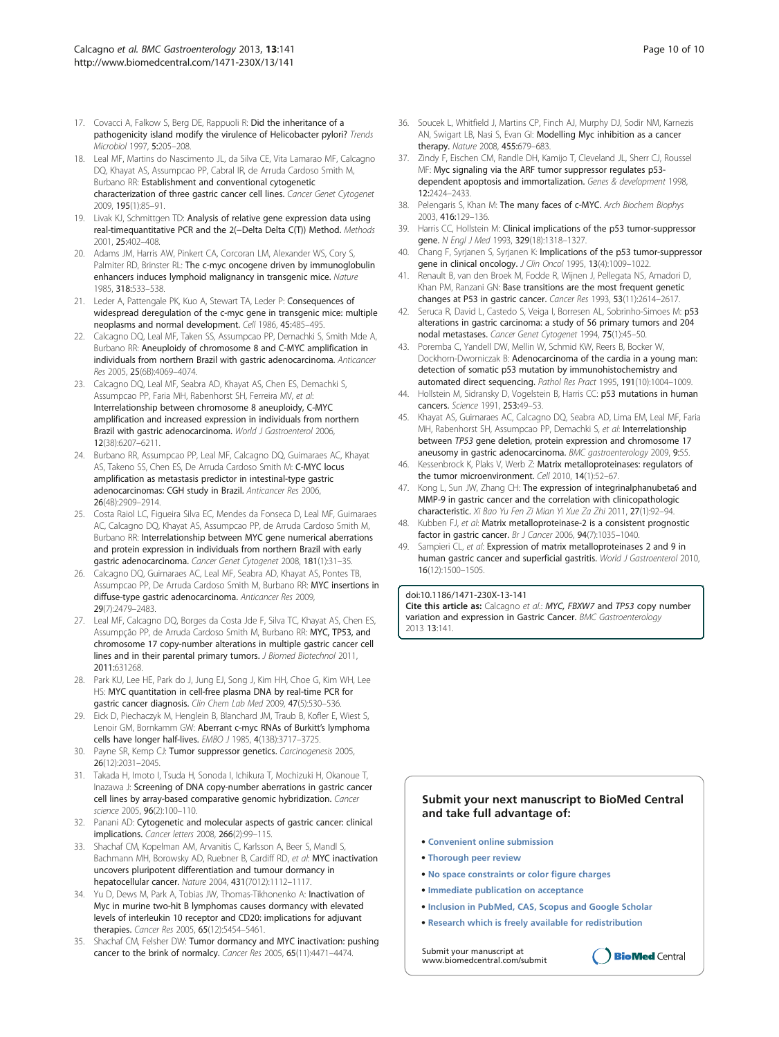17. Covacci A, Falkow S, Berg DE, Rappuoli R: **Did the inheritance of a pathogenicity island modify the virulence of Helicobacter pylori?** *Trends Microbiol* 1997, **5:**205–208.
18. Leal MF, Martins do Nascimento JL, da Silva CE, Vita Lamarao MF, Calcagno DQ, Khayat AS, Assumpcao PP, Cabral IR, de Arruda Cardoso Smith M, Burbano RR: **Establishment and conventional cytogenetic characterization of three gastric cancer cell lines.** *Cancer Genet Cytogenet* 2009, **195**(1):85–91.
19. Livak KJ, Schmittgen TD: **Analysis of relative gene expression data using real-timequantitative PCR and the 2(−Delta Delta C(T)) Method.** *Methods* 2001, **25:**402–408.
20. Adams JM, Harris AW, Pinkert CA, Corcoran LM, Alexander WS, Cory S, Palmiter RD, Brinster RL: **The c-myc oncogene driven by immunoglobulin enhancers induces lymphoid malignancy in transgenic mice.** *Nature* 1985, **318:**533–538.
21. Leder A, Pattengale PK, Kuo A, Stewart TA, Leder P: **Consequences of widespread deregulation of the c-myc gene in transgenic mice: multiple neoplasms and normal development.** *Cell* 1986, **45:**485–495.
22. Calcagno DQ, Leal MF, Taken SS, Assumpcao PP, Demachki S, Smith Mde A, Burbano RR: **Aneuploidy of chromosome 8 and C-MYC amplification in individuals from northern Brazil with gastric adenocarcinoma.** *Anticancer Res* 2005, **25**(6B):4069–4074.
23. Calcagno DQ, Leal MF, Seabra AD, Khayat AS, Chen ES, Demachki S, Assumpcao PP, Faria MH, Rabenhorst SH, Ferreira MV, *et al*: **Interrelationship between chromosome 8 aneuploidy, C-MYC amplification and increased expression in individuals from northern Brazil with gastric adenocarcinoma.** *World J Gastroenterol* 2006, **12**(38):6207–6211.
24. Burbano RR, Assumpcao PP, Leal MF, Calcagno DQ, Guimaraes AC, Khayat AS, Takeno SS, Chen ES, De Arruda Cardoso Smith M: **C-MYC locus amplification as metastasis predictor in intestinal-type gastric adenocarcinomas: CGH study in Brazil.** *Anticancer Res* 2006, **26**(4B):2909–2914.
25. Costa Raiol LC, Figueira Silva EC, Mendes da Fonseca D, Leal MF, Guimaraes AC, Calcagno DQ, Khayat AS, Assumpcao PP, de Arruda Cardoso Smith M, Burbano RR: **Interrelationship between MYC gene numerical aberrations and protein expression in individuals from northern Brazil with early gastric adenocarcinoma.** *Cancer Genet Cytogenet* 2008, **181**(1):31–35.
26. Calcagno DQ, Guimaraes AC, Leal MF, Seabra AD, Khayat AS, Pontes TB, Assumpcao PP, De Arruda Cardoso Smith M, Burbano RR: **MYC insertions in diffuse-type gastric adenocarcinoma.** *Anticancer Res* 2009, **29**(7):2479–2483.
27. Leal MF, Calcagno DQ, Borges da Costa Jde F, Silva TC, Khayat AS, Chen ES, Assumpção PP, de Arruda Cardoso Smith M, Burbano RR: **MYC, TP53, and chromosome 17 copy-number alterations in multiple gastric cancer cell lines and in their parental primary tumors.** *J Biomed Biotechnol* 2011, **2011:**631268.
28. Park KU, Lee HE, Park do J, Jung EJ, Song J, Kim HH, Choe G, Kim WH, Lee HS: **MYC quantitation in cell-free plasma DNA by real-time PCR for gastric cancer diagnosis.** *Clin Chem Lab Med* 2009, **47**(5):530–536.
29. Eick D, Piechaczyk M, Henglein B, Blanchard JM, Traub B, Kofler E, Wiest S, Lenoir GM, Bornkamm GW: **Aberrant c-myc RNAs of Burkitt's lymphoma cells have longer half-lives.** *EMBO J* 1985, **4**(13B):3717–3725.
30. Payne SR, Kemp CJ: **Tumor suppressor genetics.** *Carcinogenesis* 2005, **26**(12):2031–2045.
31. Takada H, Imoto I, Tsuda H, Sonoda I, Ichikura T, Mochizuki H, Okanoue T, Inazawa J: **Screening of DNA copy-number aberrations in gastric cancer cell lines by array-based comparative genomic hybridization.** *Cancer science* 2005, **96**(2):100–110.
32. Panani AD: **Cytogenetic and molecular aspects of gastric cancer: clinical implications.** *Cancer letters* 2008, **266**(2):99–115.
33. Shachaf CM, Kopelman AM, Arvanitis C, Karlsson A, Beer S, Mandl S, Bachmann MH, Borowsky AD, Ruebner B, Cardiff RD, *et al*: **MYC inactivation uncovers pluripotent differentiation and tumour dormancy in hepatocellular cancer.** *Nature* 2004, **431**(7012):1112–1117.
34. Yu D, Dews M, Park A, Tobias JW, Thomas-Tikhonenko A: **Inactivation of Myc in murine two-hit B lymphomas causes dormancy with elevated levels of interleukin 10 receptor and CD20: implications for adjuvant therapies.** *Cancer Res* 2005, **65**(12):5454–5461.
35. Shachaf CM, Felsher DW: **Tumor dormancy and MYC inactivation: pushing cancer to the brink of normalcy.** *Cancer Res* 2005, **65**(11):4471–4474.
36. Soucek L, Whitfield J, Martins CP, Finch AJ, Murphy DJ, Sodir NM, Karnezis AN, Swigart LB, Nasi S, Evan GI: **Modelling Myc inhibition as a cancer therapy.** *Nature* 2008, **455:**679–683.
37. Zindy F, Eischen CM, Randle DH, Kamijo T, Cleveland JL, Sherr CJ, Roussel MF: **Myc signaling via the ARF tumor suppressor regulates p53-dependent apoptosis and immortalization.** *Genes & development* 1998, **12:**2424–2433.
38. Pelengaris S, Khan M: **The many faces of c-MYC.** *Arch Biochem Biophys* 2003, **416:**129–136.
39. Harris CC, Hollstein M: **Clinical implications of the p53 tumor-suppressor gene.** *N Engl J Med* 1993, **329**(18):1318–1327.
40. Chang F, Syrjanen S, Syrjanen K: **Implications of the p53 tumor-suppressor gene in clinical oncology.** *J Clin Oncol* 1995, **13**(4):1009–1022.
41. Renault B, van den Broek M, Fodde R, Wijnen J, Pellegata NS, Amadori D, Khan PM, Ranzani GN: **Base transitions are the most frequent genetic changes at P53 in gastric cancer.** *Cancer Res* 1993, **53**(11):2614–2617.
42. Seruca R, David L, Castedo S, Veiga I, Borresen AL, Sobrinho-Simoes M: **p53 alterations in gastric carcinoma: a study of 56 primary tumors and 204 nodal metastases.** *Cancer Genet Cytogenet* 1994, **75**(1):45–50.
43. Poremba C, Yandell DW, Mellin W, Schmid KW, Reers B, Bocker W, Dockhorn-Dworniczak B: **Adenocarcinoma of the cardia in a young man: detection of somatic p53 mutation by immunohistochemistry and automated direct sequencing.** *Pathol Res Pract* 1995, **191**(10):1004–1009.
44. Hollstein M, Sidransky D, Vogelstein B, Harris CC: **p53 mutations in human cancers.** *Science* 1991, **253:**49–53.
45. Khayat AS, Guimaraes AC, Calcagno DQ, Seabra AD, Lima EM, Leal MF, Faria MH, Rabenhorst SH, Assumpcao PP, Demachki S, *et al*: **Interrelationship between *TP53* gene deletion, protein expression and chromosome 17 aneusomy in gastric adenocarcinoma.** *BMC gastroenterology* 2009, **9:**55.
46. Kessenbrock K, Plaks V, Werb Z: **Matrix metalloproteinases: regulators of the tumor microenvironment.** *Cell* 2010, **14**(1):52–67.
47. Kong L, Sun JW, Zhang CH: **The expression of integrinalphanubeta6 and MMP-9 in gastric cancer and the correlation with clinicopathologic characteristic.** *Xi Bao Yu Fen Zi Mian Yi Xue Za Zhi* 2011, **27**(1):92–94.
48. Kubben FJ, *et al*: **Matrix metalloproteinase-2 is a consistent prognostic factor in gastric cancer.** *Br J Cancer* 2006, **94**(7):1035–1040.
49. Sampieri CL, *et al*: **Expression of matrix metalloproteinases 2 and 9 in human gastric cancer and superficial gastritis.** *World J Gastroenterol* 2010, **16**(12):1500–1505.

doi:10.1186/1471-230X-13-141
**Cite this article as:** Calcagno *et al.*: *MYC, FBXW7* and *TP53* copy number variation and expression in Gastric Cancer. *BMC Gastroenterology* 2013 **13**:141.

**Submit your next manuscript to BioMed Central and take full advantage of:**

- **Convenient online submission**
- **Thorough peer review**
- **No space constraints or color figure charges**
- **Immediate publication on acceptance**
- **Inclusion in PubMed, CAS, Scopus and Google Scholar**
- **Research which is freely available for redistribution**

Submit your manuscript at www.biomedcentral.com/submit